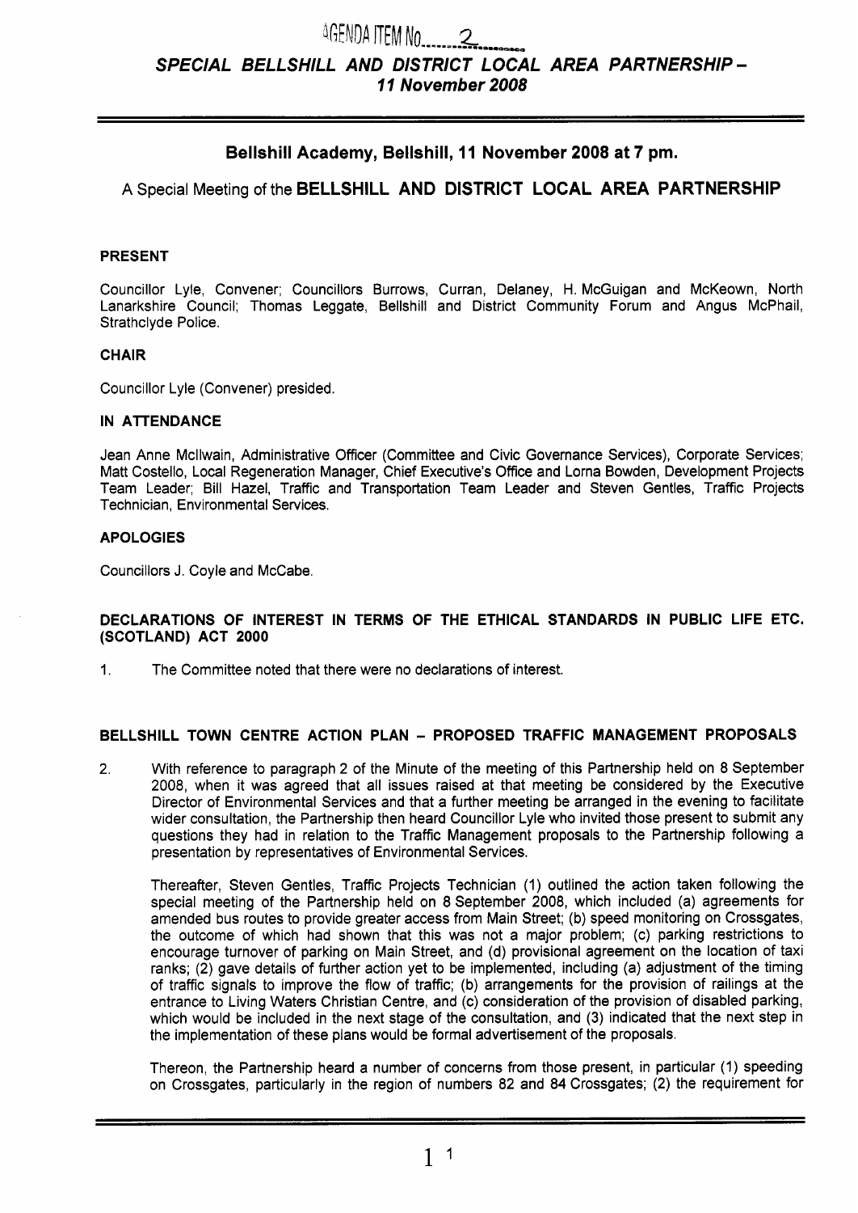AGENDA ITEM No. 2

# *SPECIAL BELLSHILL AND DISTRICT LOCAL AREA PARTNERSHIP – 11 November 2008*

## Bellshill Academy, Bellshill, 11 November 2008 at 7 pm.

### A Special Meeting of the BELLSHILL AND DISTRICT LOCAL AREA PARTNERSHIP

**PRESENT**

Councillor Lyle, Convener; Councillors Burrows, Curran, Delaney, H. McGuigan and McKeown, North Lanarkshire Council; Thomas Leggate, Bellshill and District Community Forum and Angus McPhail, Strathclyde Police.

**CHAIR**

Councillor Lyle (Convener) presided.

**IN ATTENDANCE**

Jean Anne Mcllwain, Administrative Officer (Committee and Civic Governance Services), Corporate Services; Matt Costello, Local Regeneration Manager, Chief Executive's Office and Lorna Bowden, Development Projects Team Leader; Bill Hazel, Traffic and Transportation Team Leader and Steven Gentles, Traffic Projects Technician, Environmental Services.

**APOLOGIES**

Councillors J. Coyle and McCabe.

**DECLARATIONS OF INTEREST IN TERMS OF THE ETHICAL STANDARDS IN PUBLIC LIFE ETC. (SCOTLAND) ACT 2000**

1. The Committee noted that there were no declarations of interest.

**BELLSHILL TOWN CENTRE ACTION PLAN – PROPOSED TRAFFIC MANAGEMENT PROPOSALS**

2. With reference to paragraph 2 of the Minute of the meeting of this Partnership held on 8 September 2008, when it was agreed that all issues raised at that meeting be considered by the Executive Director of Environmental Services and that a further meeting be arranged in the evening to facilitate wider consultation, the Partnership then heard Councillor Lyle who invited those present to submit any questions they had in relation to the Traffic Management proposals to the Partnership following a presentation by representatives of Environmental Services.

Thereafter, Steven Gentles, Traffic Projects Technician (1) outlined the action taken following the special meeting of the Partnership held on 8 September 2008, which included (a) agreements for amended bus routes to provide greater access from Main Street; (b) speed monitoring on Crossgates, the outcome of which had shown that this was not a major problem; (c) parking restrictions to encourage turnover of parking on Main Street, and (d) provisional agreement on the location of taxi ranks; (2) gave details of further action yet to be implemented, including (a) adjustment of the timing of traffic signals to improve the flow of traffic; (b) arrangements for the provision of railings at the entrance to Living Waters Christian Centre, and (c) consideration of the provision of disabled parking, which would be included in the next stage of the consultation, and (3) indicated that the next step in the implementation of these plans would be formal advertisement of the proposals.

Thereon, the Partnership heard a number of concerns from those present, in particular (1) speeding on Crossgates, particularly in the region of numbers 82 and 84 Crossgates; (2) the requirement for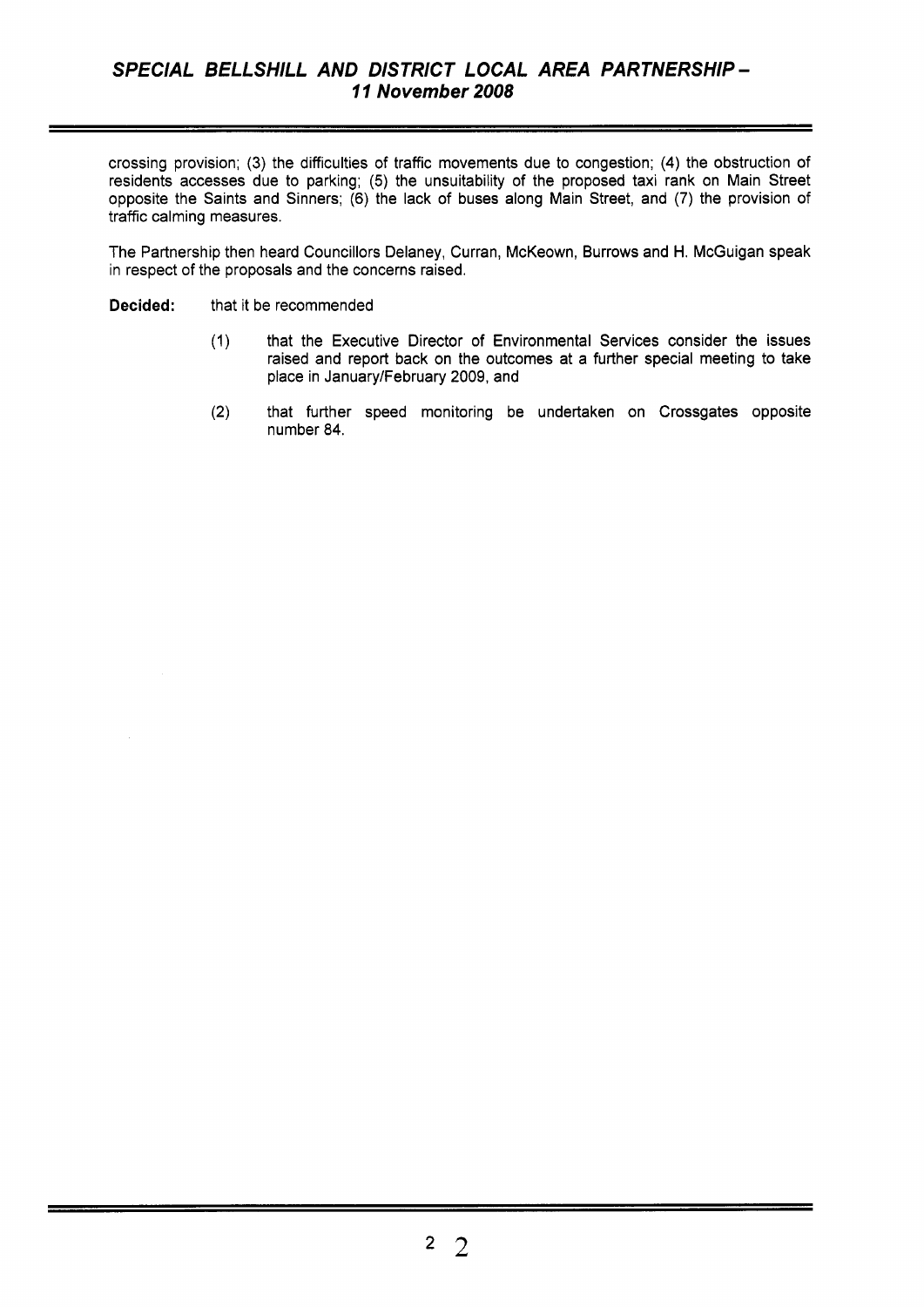crossing provision; (3) the difficulties of traffic movements due to congestion; (4) the obstruction of residents accesses due to parking; (5) the unsuitability of the proposed taxi rank on Main Street opposite the Saints and Sinners; (6) the lack of buses along Main Street, and (7) the provision of traffic calming measures.

The Partnership then heard Councillors Delaney, Curran, McKeown, Burrows and H. McGuigan speak in respect of the proposals and the concerns raised.

**Decided:** that it be recommended

(1) that the Executive Director of Environmental Services consider the issues raised and report back on the outcomes at a further special meeting to take place in January/February 2009, and

(2) that further speed monitoring be undertaken on Crossgates opposite number 84.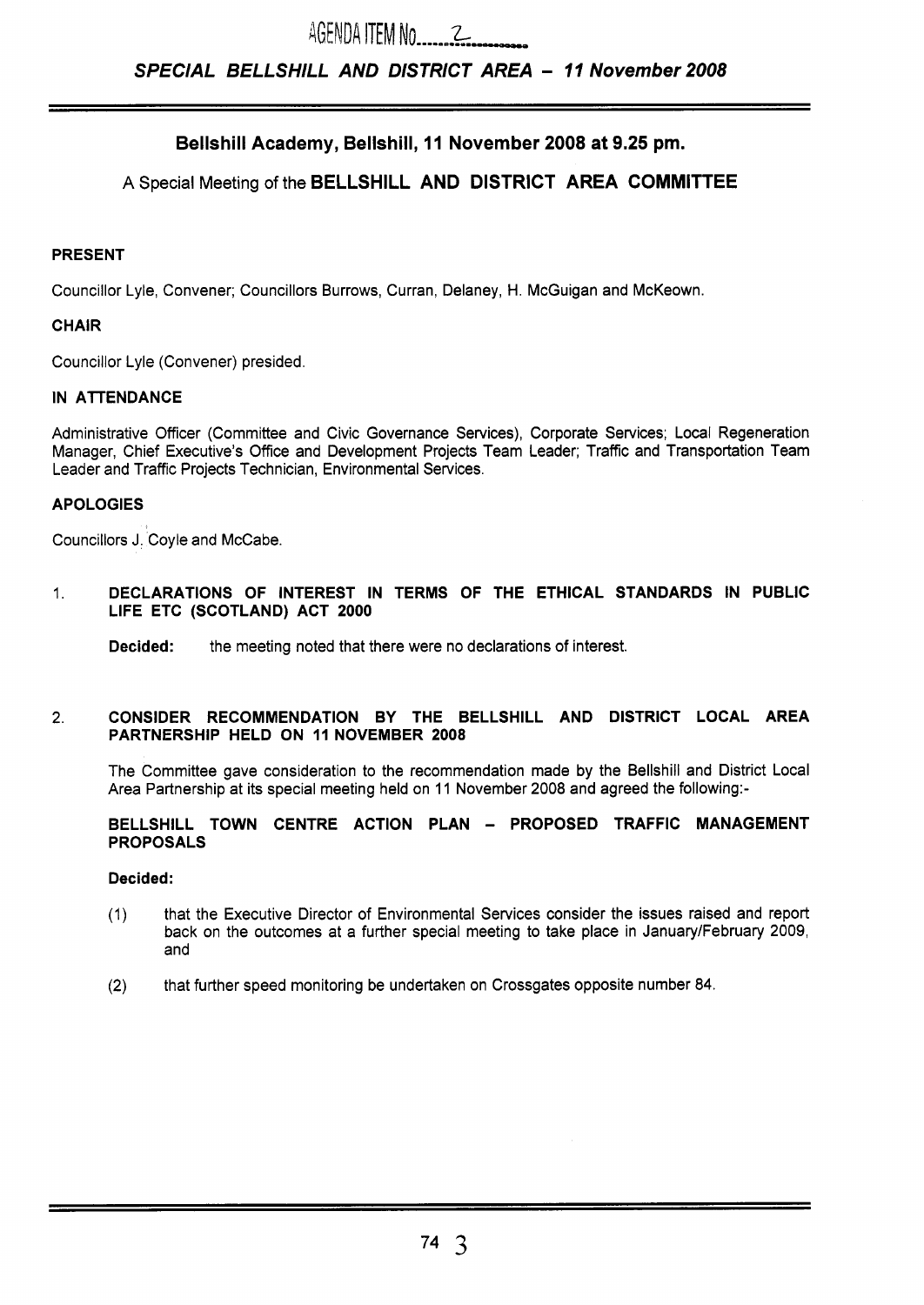AGENDA ITEM No. 2

*SPECIAL BELLSHILL AND DISTRICT AREA – 11 November 2008*

## Bellshill Academy, Bellshill, 11 November 2008 at 9.25 pm.

A Special Meeting of the **BELLSHILL AND DISTRICT AREA COMMITTEE**

### PRESENT

Councillor Lyle, Convener; Councillors Burrows, Curran, Delaney, H. McGuigan and McKeown.

### CHAIR

Councillor Lyle (Convener) presided.

### IN ATTENDANCE

Administrative Officer (Committee and Civic Governance Services), Corporate Services; Local Regeneration Manager, Chief Executive's Office and Development Projects Team Leader; Traffic and Transportation Team Leader and Traffic Projects Technician, Environmental Services.

### APOLOGIES

Councillors J. Coyle and McCabe.

1. **DECLARATIONS OF INTEREST IN TERMS OF THE ETHICAL STANDARDS IN PUBLIC LIFE ETC (SCOTLAND) ACT 2000**

   **Decided:** the meeting noted that there were no declarations of interest.

2. **CONSIDER RECOMMENDATION BY THE BELLSHILL AND DISTRICT LOCAL AREA PARTNERSHIP HELD ON 11 NOVEMBER 2008**

   The Committee gave consideration to the recommendation made by the Bellshill and District Local Area Partnership at its special meeting held on 11 November 2008 and agreed the following:-

   **BELLSHILL TOWN CENTRE ACTION PLAN – PROPOSED TRAFFIC MANAGEMENT PROPOSALS**

   **Decided:**

   (1) that the Executive Director of Environmental Services consider the issues raised and report back on the outcomes at a further special meeting to take place in January/February 2009, and

   (2) that further speed monitoring be undertaken on Crossgates opposite number 84.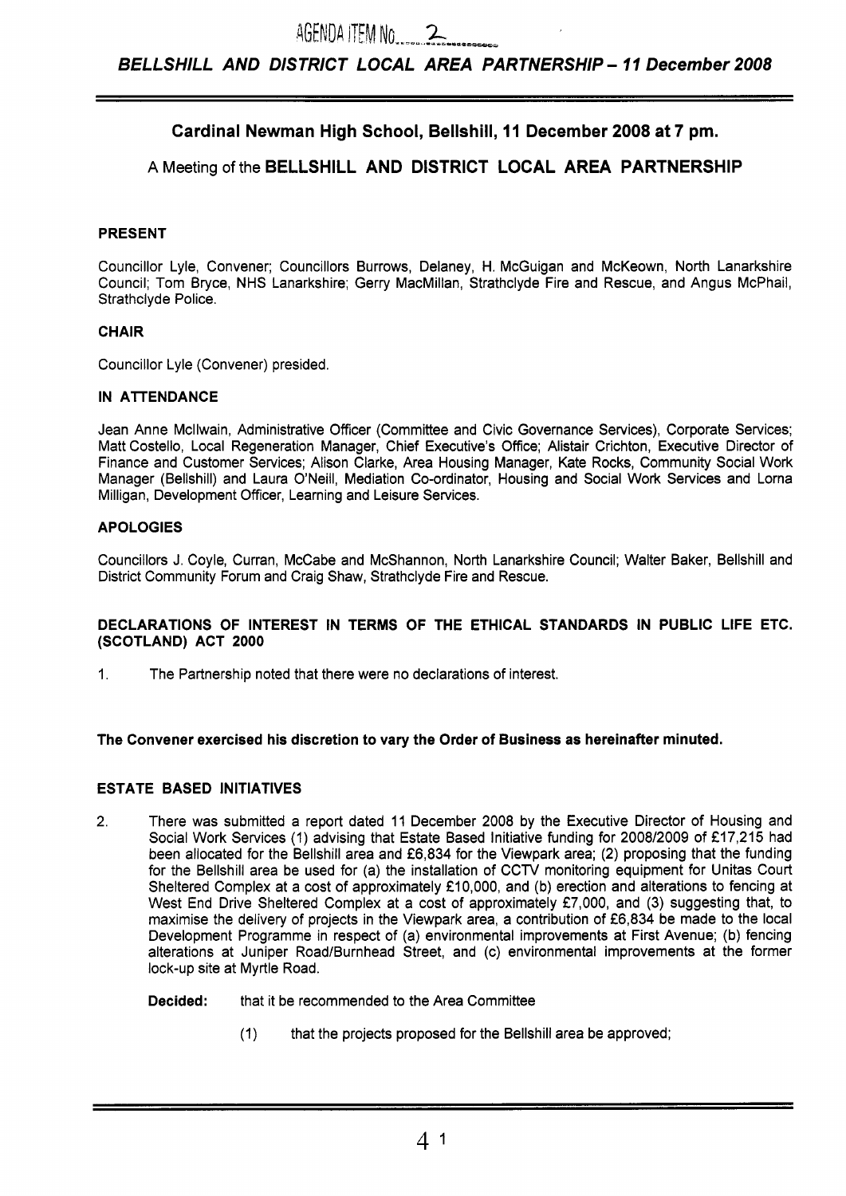AGENDA ITEM No. 2

# BELLSHILL AND DISTRICT LOCAL AREA PARTNERSHIP – 11 December 2008

## Cardinal Newman High School, Bellshill, 11 December 2008 at 7 pm.

### A Meeting of the BELLSHILL AND DISTRICT LOCAL AREA PARTNERSHIP

**PRESENT**

Councillor Lyle, Convener; Councillors Burrows, Delaney, H. McGuigan and McKeown, North Lanarkshire Council; Tom Bryce, NHS Lanarkshire; Gerry MacMillan, Strathclyde Fire and Rescue, and Angus McPhail, Strathclyde Police.

**CHAIR**

Councillor Lyle (Convener) presided.

**IN ATTENDANCE**

Jean Anne McIlwain, Administrative Officer (Committee and Civic Governance Services), Corporate Services; Matt Costello, Local Regeneration Manager, Chief Executive's Office; Alistair Crichton, Executive Director of Finance and Customer Services; Alison Clarke, Area Housing Manager, Kate Rocks, Community Social Work Manager (Bellshill) and Laura O'Neill, Mediation Co-ordinator, Housing and Social Work Services and Lorna Milligan, Development Officer, Learning and Leisure Services.

**APOLOGIES**

Councillors J. Coyle, Curran, McCabe and McShannon, North Lanarkshire Council; Walter Baker, Bellshill and District Community Forum and Craig Shaw, Strathclyde Fire and Rescue.

**DECLARATIONS OF INTEREST IN TERMS OF THE ETHICAL STANDARDS IN PUBLIC LIFE ETC. (SCOTLAND) ACT 2000**

1. The Partnership noted that there were no declarations of interest.

**The Convener exercised his discretion to vary the Order of Business as hereinafter minuted.**

**ESTATE BASED INITIATIVES**

2. There was submitted a report dated 11 December 2008 by the Executive Director of Housing and Social Work Services (1) advising that Estate Based Initiative funding for 2008/2009 of £17,215 had been allocated for the Bellshill area and £6,834 for the Viewpark area; (2) proposing that the funding for the Bellshill area be used for (a) the installation of CCTV monitoring equipment for Unitas Court Sheltered Complex at a cost of approximately £10,000, and (b) erection and alterations to fencing at West End Drive Sheltered Complex at a cost of approximately £7,000, and (3) suggesting that, to maximise the delivery of projects in the Viewpark area, a contribution of £6,834 be made to the local Development Programme in respect of (a) environmental improvements at First Avenue; (b) fencing alterations at Juniper Road/Burnhead Street, and (c) environmental improvements at the former lock-up site at Myrtle Road.

   **Decided:** that it be recommended to the Area Committee

   (1) that the projects proposed for the Bellshill area be approved;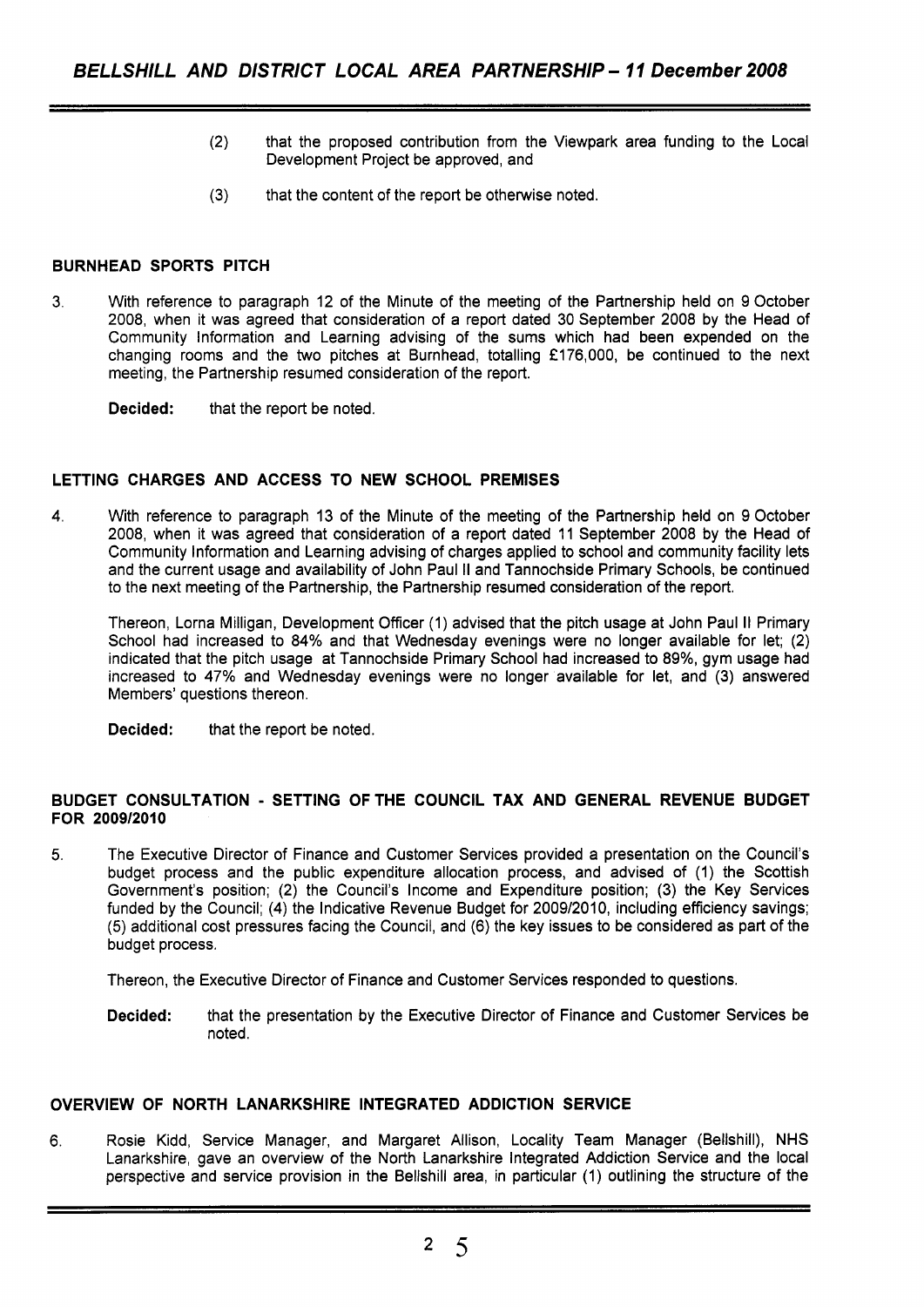(2) that the proposed contribution from the Viewpark area funding to the Local Development Project be approved, and

(3) that the content of the report be otherwise noted.

### BURNHEAD SPORTS PITCH

3. With reference to paragraph 12 of the Minute of the meeting of the Partnership held on 9 October 2008, when it was agreed that consideration of a report dated 30 September 2008 by the Head of Community Information and Learning advising of the sums which had been expended on the changing rooms and the two pitches at Burnhead, totalling £176,000, be continued to the next meeting, the Partnership resumed consideration of the report.

   **Decided:** that the report be noted.

### LETTING CHARGES AND ACCESS TO NEW SCHOOL PREMISES

4. With reference to paragraph 13 of the Minute of the meeting of the Partnership held on 9 October 2008, when it was agreed that consideration of a report dated 11 September 2008 by the Head of Community Information and Learning advising of charges applied to school and community facility lets and the current usage and availability of John Paul II and Tannochside Primary Schools, be continued to the next meeting of the Partnership, the Partnership resumed consideration of the report.

   Thereon, Lorna Milligan, Development Officer (1) advised that the pitch usage at John Paul II Primary School had increased to 84% and that Wednesday evenings were no longer available for let; (2) indicated that the pitch usage at Tannochside Primary School had increased to 89%, gym usage had increased to 47% and Wednesday evenings were no longer available for let, and (3) answered Members' questions thereon.

   **Decided:** that the report be noted.

### BUDGET CONSULTATION - SETTING OF THE COUNCIL TAX AND GENERAL REVENUE BUDGET FOR 2009/2010

5. The Executive Director of Finance and Customer Services provided a presentation on the Council's budget process and the public expenditure allocation process, and advised of (1) the Scottish Government's position; (2) the Council's Income and Expenditure position; (3) the Key Services funded by the Council; (4) the Indicative Revenue Budget for 2009/2010, including efficiency savings; (5) additional cost pressures facing the Council, and (6) the key issues to be considered as part of the budget process.

   Thereon, the Executive Director of Finance and Customer Services responded to questions.

   **Decided:** that the presentation by the Executive Director of Finance and Customer Services be noted.

### OVERVIEW OF NORTH LANARKSHIRE INTEGRATED ADDICTION SERVICE

6. Rosie Kidd, Service Manager, and Margaret Allison, Locality Team Manager (Bellshill), NHS Lanarkshire, gave an overview of the North Lanarkshire Integrated Addiction Service and the local perspective and service provision in the Bellshill area, in particular (1) outlining the structure of the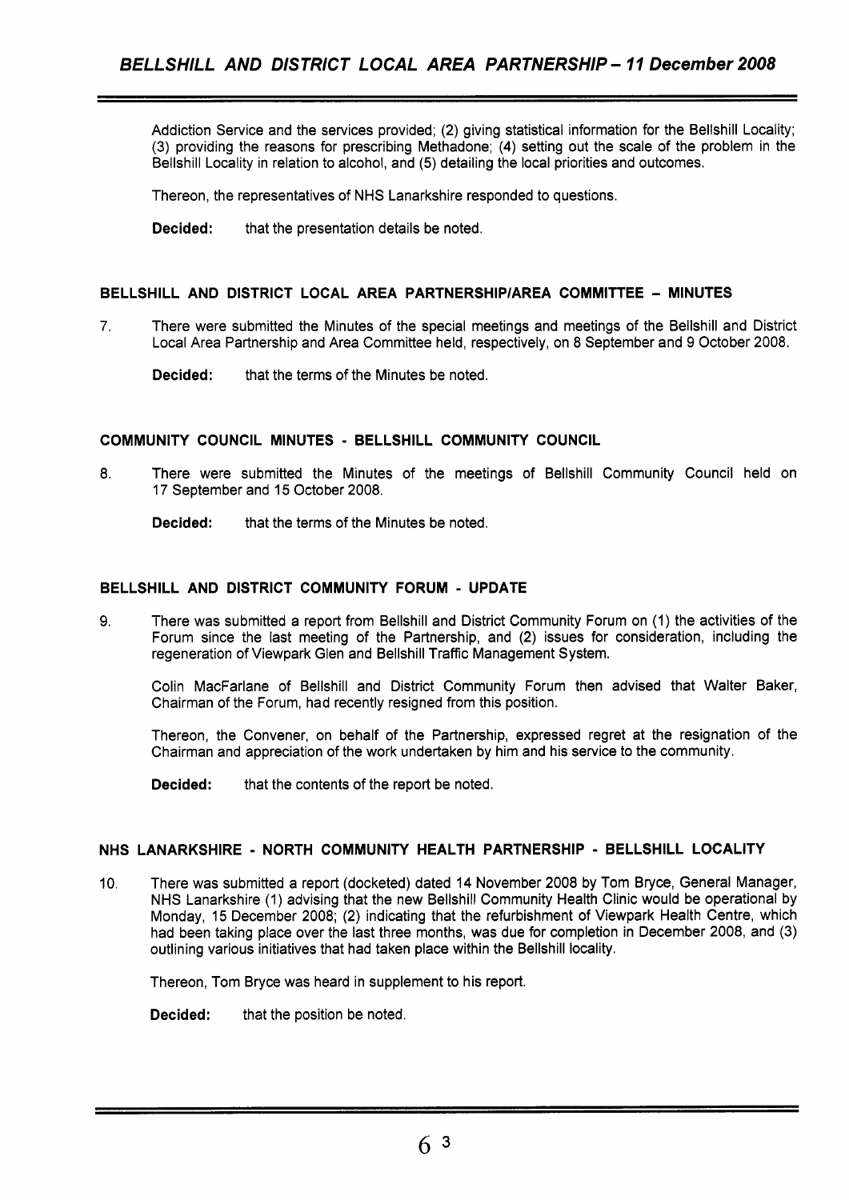Addiction Service and the services provided; (2) giving statistical information for the Bellshill Locality; (3) providing the reasons for prescribing Methadone; (4) setting out the scale of the problem in the Bellshill Locality in relation to alcohol, and (5) detailing the local priorities and outcomes.

Thereon, the representatives of NHS Lanarkshire responded to questions.

**Decided:** that the presentation details be noted.

## BELLSHILL AND DISTRICT LOCAL AREA PARTNERSHIP/AREA COMMITTEE - MINUTES

7. There were submitted the Minutes of the special meetings and meetings of the Bellshill and District Local Area Partnership and Area Committee held, respectively, on 8 September and 9 October 2008.

   **Decided:** that the terms of the Minutes be noted.

## COMMUNITY COUNCIL MINUTES - BELLSHILL COMMUNITY COUNCIL

8. There were submitted the Minutes of the meetings of Bellshill Community Council held on 17 September and 15 October 2008.

   **Decided:** that the terms of the Minutes be noted.

## BELLSHILL AND DISTRICT COMMUNITY FORUM - UPDATE

9. There was submitted a report from Bellshill and District Community Forum on (1) the activities of the Forum since the last meeting of the Partnership, and (2) issues for consideration, including the regeneration of Viewpark Glen and Bellshill Traffic Management System.

   Colin MacFarlane of Bellshill and District Community Forum then advised that Walter Baker, Chairman of the Forum, had recently resigned from this position.

   Thereon, the Convener, on behalf of the Partnership, expressed regret at the resignation of the Chairman and appreciation of the work undertaken by him and his service to the community.

   **Decided:** that the contents of the report be noted.

## NHS LANARKSHIRE - NORTH COMMUNITY HEALTH PARTNERSHIP - BELLSHILL LOCALITY

10. There was submitted a report (docketed) dated 14 November 2008 by Tom Bryce, General Manager, NHS Lanarkshire (1) advising that the new Bellshill Community Health Clinic would be operational by Monday, 15 December 2008; (2) indicating that the refurbishment of Viewpark Health Centre, which had been taking place over the last three months, was due for completion in December 2008, and (3) outlining various initiatives that had taken place within the Bellshill locality.

    Thereon, Tom Bryce was heard in supplement to his report.

    **Decided:** that the position be noted.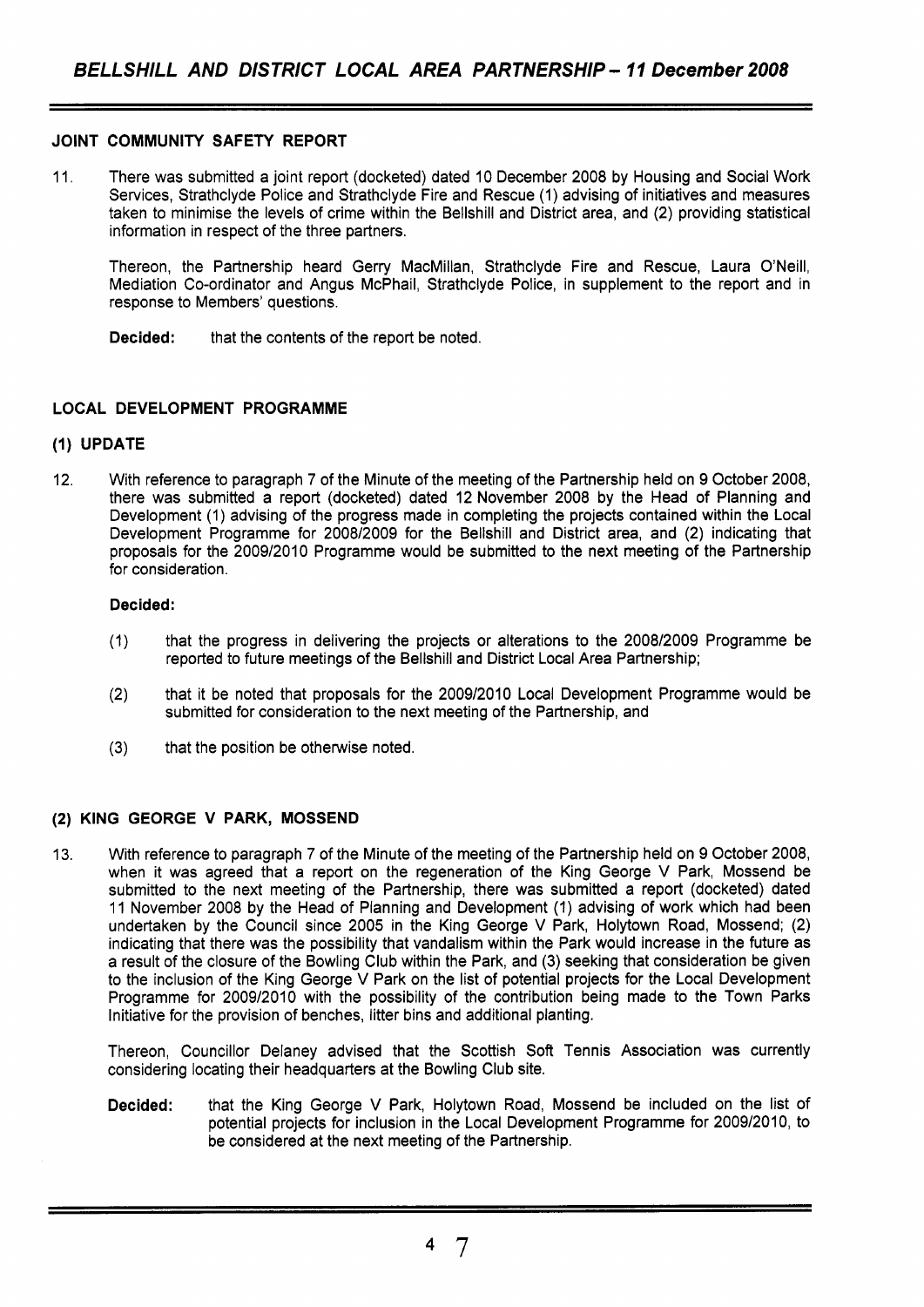## JOINT COMMUNITY SAFETY REPORT

11. There was submitted a joint report (docketed) dated 10 December 2008 by Housing and Social Work Services, Strathclyde Police and Strathclyde Fire and Rescue (1) advising of initiatives and measures taken to minimise the levels of crime within the Bellshill and District area, and (2) providing statistical information in respect of the three partners.

    Thereon, the Partnership heard Gerry MacMillan, Strathclyde Fire and Rescue, Laura O'Neill, Mediation Co-ordinator and Angus McPhail, Strathclyde Police, in supplement to the report and in response to Members' questions.

    **Decided:** that the contents of the report be noted.

## LOCAL DEVELOPMENT PROGRAMME

### (1) UPDATE

12. With reference to paragraph 7 of the Minute of the meeting of the Partnership held on 9 October 2008, there was submitted a report (docketed) dated 12 November 2008 by the Head of Planning and Development (1) advising of the progress made in completing the projects contained within the Local Development Programme for 2008/2009 for the Bellshill and District area, and (2) indicating that proposals for the 2009/2010 Programme would be submitted to the next meeting of the Partnership for consideration.

    **Decided:**

    (1) that the progress in delivering the projects or alterations to the 2008/2009 Programme be reported to future meetings of the Bellshill and District Local Area Partnership;

    (2) that it be noted that proposals for the 2009/2010 Local Development Programme would be submitted for consideration to the next meeting of the Partnership, and

    (3) that the position be otherwise noted.

### (2) KING GEORGE V PARK, MOSSEND

13. With reference to paragraph 7 of the Minute of the meeting of the Partnership held on 9 October 2008, when it was agreed that a report on the regeneration of the King George V Park, Mossend be submitted to the next meeting of the Partnership, there was submitted a report (docketed) dated 11 November 2008 by the Head of Planning and Development (1) advising of work which had been undertaken by the Council since 2005 in the King George V Park, Holytown Road, Mossend; (2) indicating that there was the possibility that vandalism within the Park would increase in the future as a result of the closure of the Bowling Club within the Park, and (3) seeking that consideration be given to the inclusion of the King George V Park on the list of potential projects for the Local Development Programme for 2009/2010 with the possibility of the contribution being made to the Town Parks Initiative for the provision of benches, litter bins and additional planting.

    Thereon, Councillor Delaney advised that the Scottish Soft Tennis Association was currently considering locating their headquarters at the Bowling Club site.

    **Decided:** that the King George V Park, Holytown Road, Mossend be included on the list of potential projects for inclusion in the Local Development Programme for 2009/2010, to be considered at the next meeting of the Partnership.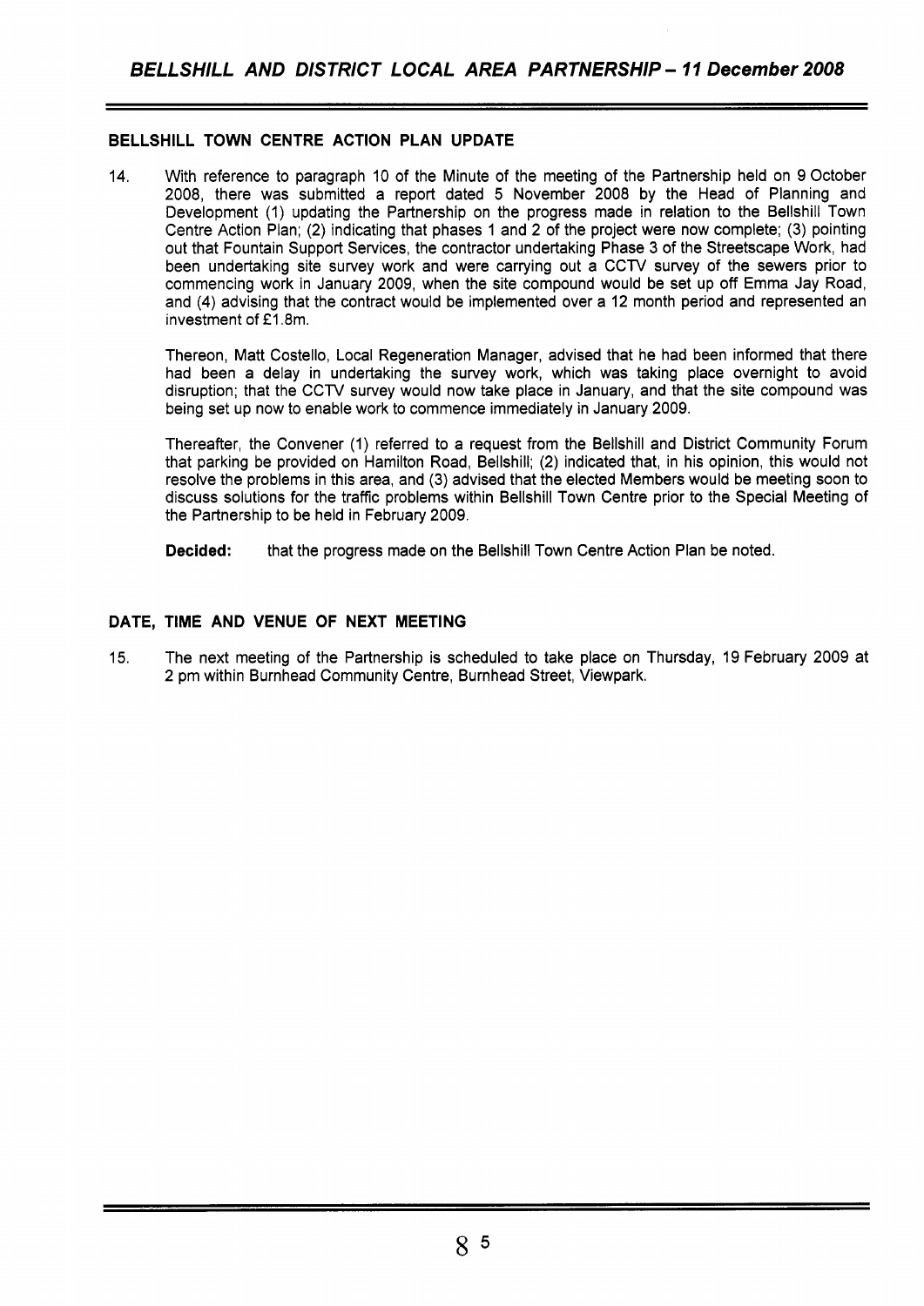## BELLSHILL TOWN CENTRE ACTION PLAN UPDATE

14. With reference to paragraph 10 of the Minute of the meeting of the Partnership held on 9 October 2008, there was submitted a report dated 5 November 2008 by the Head of Planning and Development (1) updating the Partnership on the progress made in relation to the Bellshill Town Centre Action Plan; (2) indicating that phases 1 and 2 of the project were now complete; (3) pointing out that Fountain Support Services, the contractor undertaking Phase 3 of the Streetscape Work, had been undertaking site survey work and were carrying out a CCTV survey of the sewers prior to commencing work in January 2009, when the site compound would be set up off Emma Jay Road, and (4) advising that the contract would be implemented over a 12 month period and represented an investment of £1.8m.

Thereon, Matt Costello, Local Regeneration Manager, advised that he had been informed that there had been a delay in undertaking the survey work, which was taking place overnight to avoid disruption; that the CCTV survey would now take place in January, and that the site compound was being set up now to enable work to commence immediately in January 2009.

Thereafter, the Convener (1) referred to a request from the Bellshill and District Community Forum that parking be provided on Hamilton Road, Bellshill; (2) indicated that, in his opinion, this would not resolve the problems in this area, and (3) advised that the elected Members would be meeting soon to discuss solutions for the traffic problems within Bellshill Town Centre prior to the Special Meeting of the Partnership to be held in February 2009.

**Decided:** that the progress made on the Bellshill Town Centre Action Plan be noted.

## DATE, TIME AND VENUE OF NEXT MEETING

15. The next meeting of the Partnership is scheduled to take place on Thursday, 19 February 2009 at 2 pm within Burnhead Community Centre, Burnhead Street, Viewpark.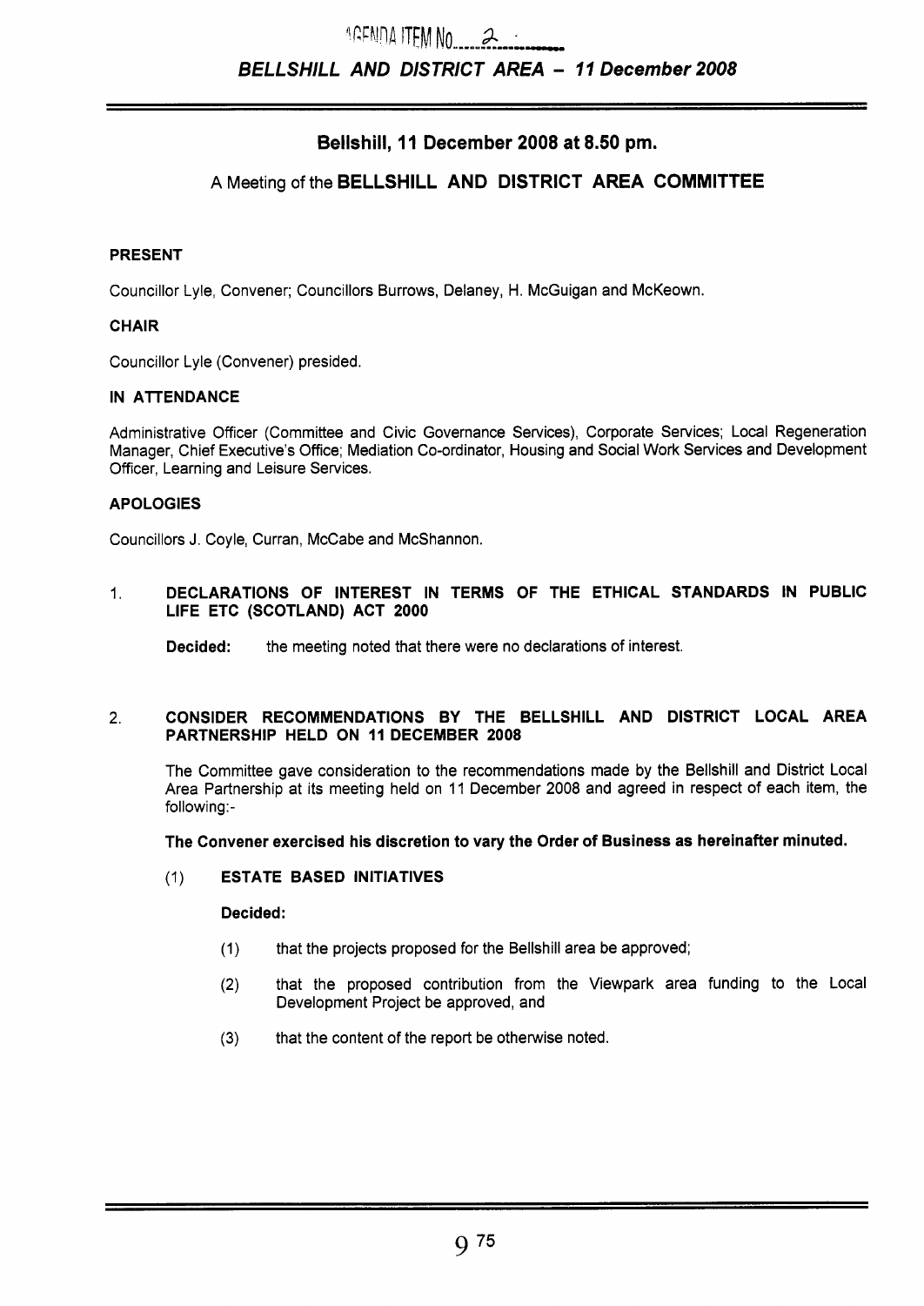AGENDA ITEM No. 2

*BELLSHILL AND DISTRICT AREA – 11 December 2008*

## Bellshill, 11 December 2008 at 8.50 pm.

### A Meeting of the BELLSHILL AND DISTRICT AREA COMMITTEE

**PRESENT**

Councillor Lyle, Convener; Councillors Burrows, Delaney, H. McGuigan and McKeown.

**CHAIR**

Councillor Lyle (Convener) presided.

**IN ATTENDANCE**

Administrative Officer (Committee and Civic Governance Services), Corporate Services; Local Regeneration Manager, Chief Executive's Office; Mediation Co-ordinator, Housing and Social Work Services and Development Officer, Learning and Leisure Services.

**APOLOGIES**

Councillors J. Coyle, Curran, McCabe and McShannon.

1. **DECLARATIONS OF INTEREST IN TERMS OF THE ETHICAL STANDARDS IN PUBLIC LIFE ETC (SCOTLAND) ACT 2000**

   **Decided:** the meeting noted that there were no declarations of interest.

2. **CONSIDER RECOMMENDATIONS BY THE BELLSHILL AND DISTRICT LOCAL AREA PARTNERSHIP HELD ON 11 DECEMBER 2008**

   The Committee gave consideration to the recommendations made by the Bellshill and District Local Area Partnership at its meeting held on 11 December 2008 and agreed in respect of each item, the following:-

   **The Convener exercised his discretion to vary the Order of Business as hereinafter minuted.**

   (1) **ESTATE BASED INITIATIVES**

   **Decided:**

   (1) that the projects proposed for the Bellshill area be approved;

   (2) that the proposed contribution from the Viewpark area funding to the Local Development Project be approved, and

   (3) that the content of the report be otherwise noted.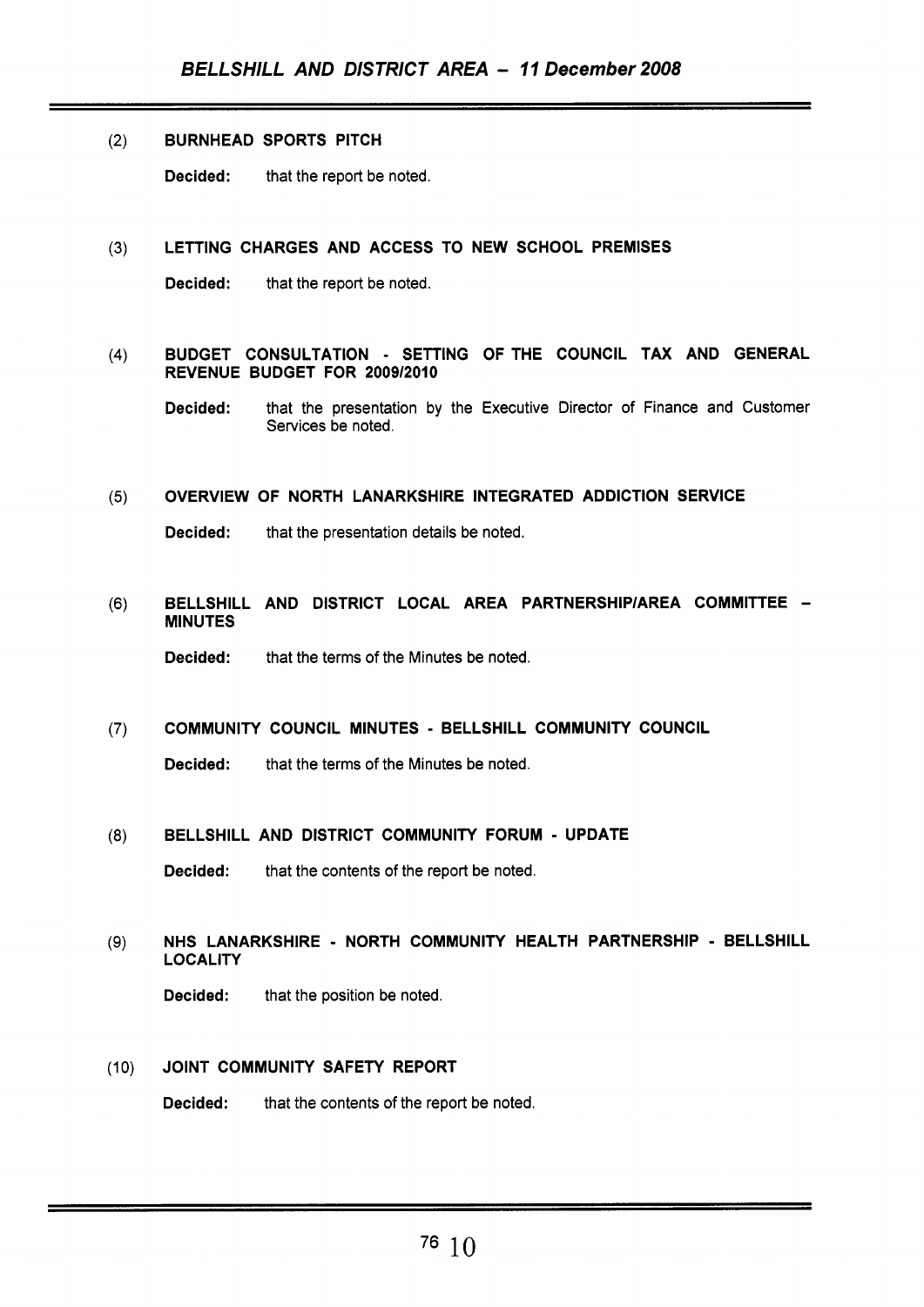(2) **BURNHEAD SPORTS PITCH**

**Decided:** that the report be noted.

(3) **LETTING CHARGES AND ACCESS TO NEW SCHOOL PREMISES**

**Decided:** that the report be noted.

(4) **BUDGET CONSULTATION - SETTING OF THE COUNCIL TAX AND GENERAL REVENUE BUDGET FOR 2009/2010**

**Decided:** that the presentation by the Executive Director of Finance and Customer Services be noted.

(5) **OVERVIEW OF NORTH LANARKSHIRE INTEGRATED ADDICTION SERVICE**

**Decided:** that the presentation details be noted.

(6) **BELLSHILL AND DISTRICT LOCAL AREA PARTNERSHIP/AREA COMMITTEE – MINUTES**

**Decided:** that the terms of the Minutes be noted.

(7) **COMMUNITY COUNCIL MINUTES - BELLSHILL COMMUNITY COUNCIL**

**Decided:** that the terms of the Minutes be noted.

(8) **BELLSHILL AND DISTRICT COMMUNITY FORUM - UPDATE**

**Decided:** that the contents of the report be noted.

(9) **NHS LANARKSHIRE - NORTH COMMUNITY HEALTH PARTNERSHIP - BELLSHILL LOCALITY**

**Decided:** that the position be noted.

(10) **JOINT COMMUNITY SAFETY REPORT**

**Decided:** that the contents of the report be noted.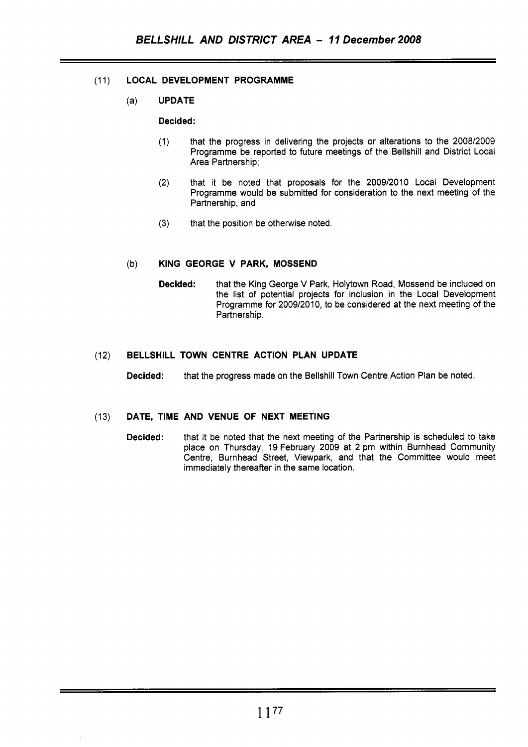## (11) LOCAL DEVELOPMENT PROGRAMME

### (a) UPDATE

**Decided:**

(1) that the progress in delivering the projects or alterations to the 2008/2009 Programme be reported to future meetings of the Bellshill and District Local Area Partnership;

(2) that it be noted that proposals for the 2009/2010 Local Development Programme would be submitted for consideration to the next meeting of the Partnership, and

(3) that the position be otherwise noted.

### (b) KING GEORGE V PARK, MOSSEND

**Decided:** that the King George V Park, Holytown Road, Mossend be included on the list of potential projects for inclusion in the Local Development Programme for 2009/2010, to be considered at the next meeting of the Partnership.

## (12) BELLSHILL TOWN CENTRE ACTION PLAN UPDATE

**Decided:** that the progress made on the Bellshill Town Centre Action Plan be noted.

## (13) DATE, TIME AND VENUE OF NEXT MEETING

**Decided:** that it be noted that the next meeting of the Partnership is scheduled to take place on Thursday, 19 February 2009 at 2 pm within Burnhead Community Centre, Burnhead Street, Viewpark, and that the Committee would meet immediately thereafter in the same location.